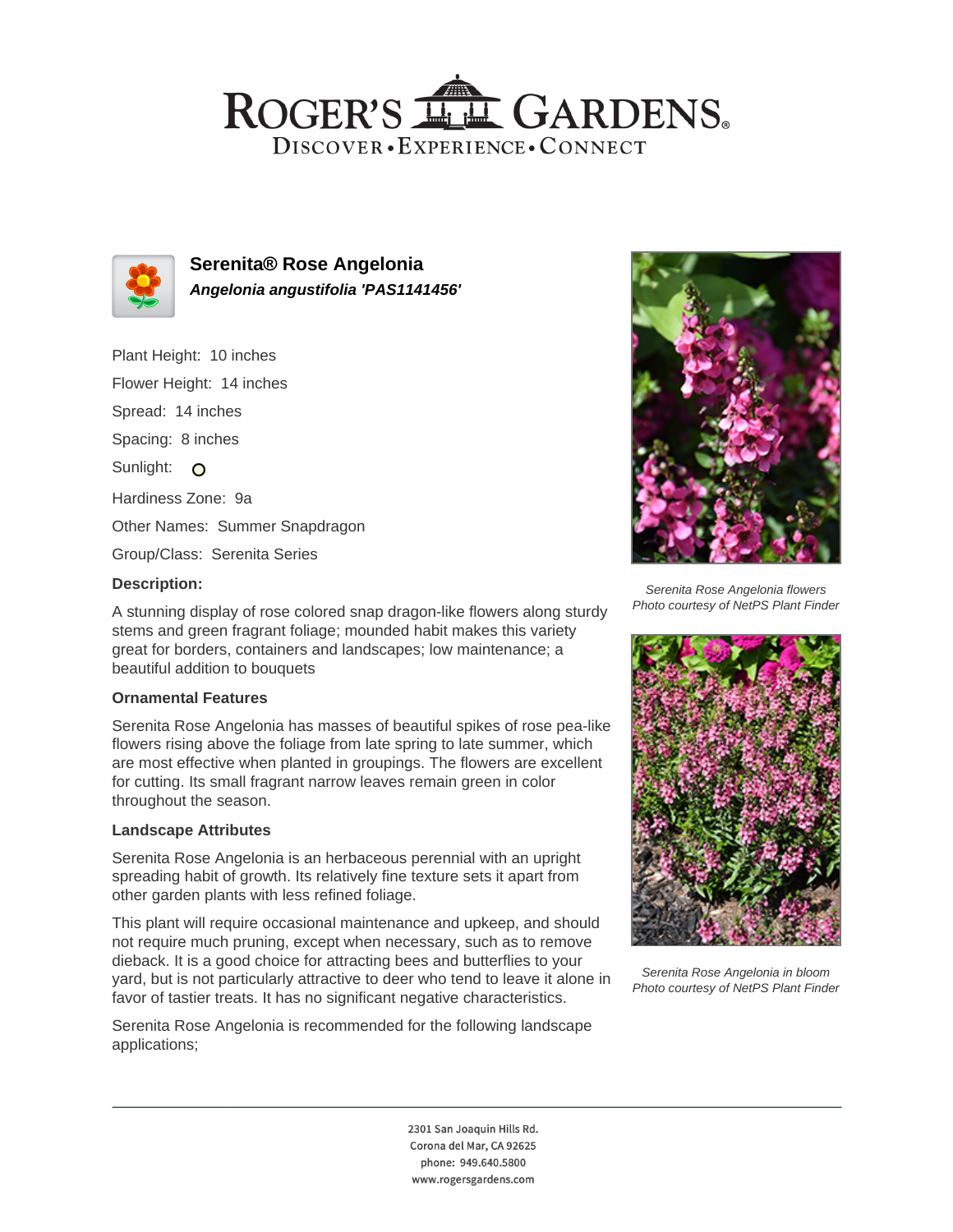# ROGER'S GARDENS

DISCOVER • EXPERIENCE • CONNECT

## Serenita® Rose Angelonia

***Angelonia angustifolia 'PAS1141456'***

Plant Height: 10 inches

Flower Height: 14 inches

Spread: 14 inches

Spacing: 8 inches

Sunlight: ○

Hardiness Zone: 9a

Other Names: Summer Snapdragon

Group/Class: Serenita Series

### Description:

A stunning display of rose colored snap dragon-like flowers along sturdy stems and green fragrant foliage; mounded habit makes this variety great for borders, containers and landscapes; low maintenance; a beautiful addition to bouquets

### Ornamental Features

Serenita Rose Angelonia has masses of beautiful spikes of rose pea-like flowers rising above the foliage from late spring to late summer, which are most effective when planted in groupings. The flowers are excellent for cutting. Its small fragrant narrow leaves remain green in color throughout the season.

### Landscape Attributes

Serenita Rose Angelonia is an herbaceous perennial with an upright spreading habit of growth. Its relatively fine texture sets it apart from other garden plants with less refined foliage.

This plant will require occasional maintenance and upkeep, and should not require much pruning, except when necessary, such as to remove dieback. It is a good choice for attracting bees and butterflies to your yard, but is not particularly attractive to deer who tend to leave it alone in favor of tastier treats. It has no significant negative characteristics.

Serenita Rose Angelonia is recommended for the following landscape applications;

*Serenita Rose Angelonia flowers*
*Photo courtesy of NetPS Plant Finder*

*Serenita Rose Angelonia in bloom*
*Photo courtesy of NetPS Plant Finder*

2301 San Joaquin Hills Rd.
Corona del Mar, CA 92625
phone: 949.640.5800
www.rogersgardens.com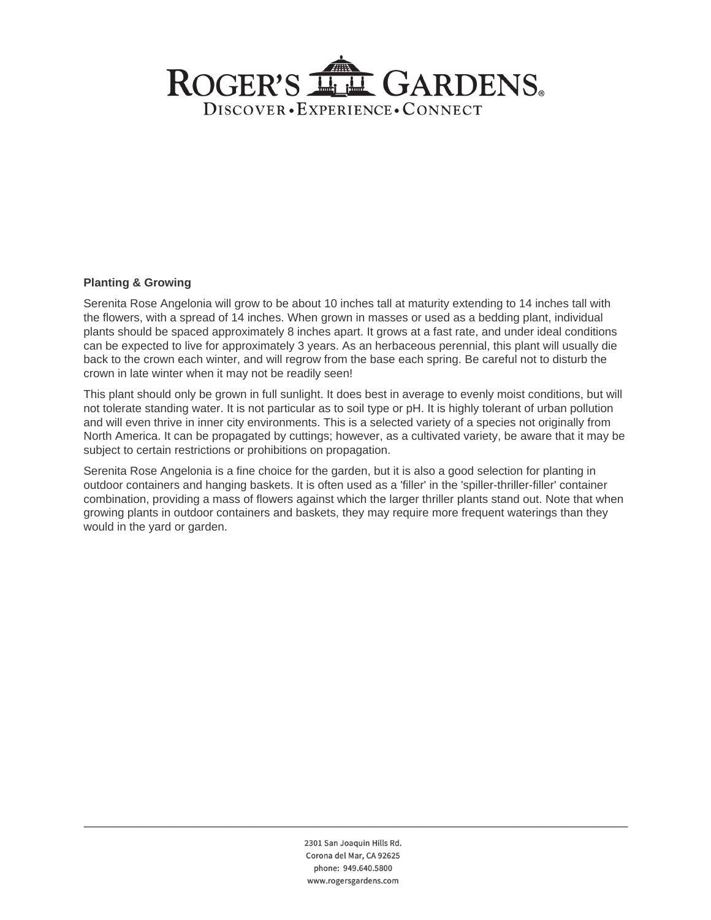**Planting & Growing**

Serenita Rose Angelonia will grow to be about 10 inches tall at maturity extending to 14 inches tall with the flowers, with a spread of 14 inches. When grown in masses or used as a bedding plant, individual plants should be spaced approximately 8 inches apart. It grows at a fast rate, and under ideal conditions can be expected to live for approximately 3 years. As an herbaceous perennial, this plant will usually die back to the crown each winter, and will regrow from the base each spring. Be careful not to disturb the crown in late winter when it may not be readily seen!

This plant should only be grown in full sunlight. It does best in average to evenly moist conditions, but will not tolerate standing water. It is not particular as to soil type or pH. It is highly tolerant of urban pollution and will even thrive in inner city environments. This is a selected variety of a species not originally from North America. It can be propagated by cuttings; however, as a cultivated variety, be aware that it may be subject to certain restrictions or prohibitions on propagation.

Serenita Rose Angelonia is a fine choice for the garden, but it is also a good selection for planting in outdoor containers and hanging baskets. It is often used as a 'filler' in the 'spiller-thriller-filler' container combination, providing a mass of flowers against which the larger thriller plants stand out. Note that when growing plants in outdoor containers and baskets, they may require more frequent waterings than they would in the yard or garden.